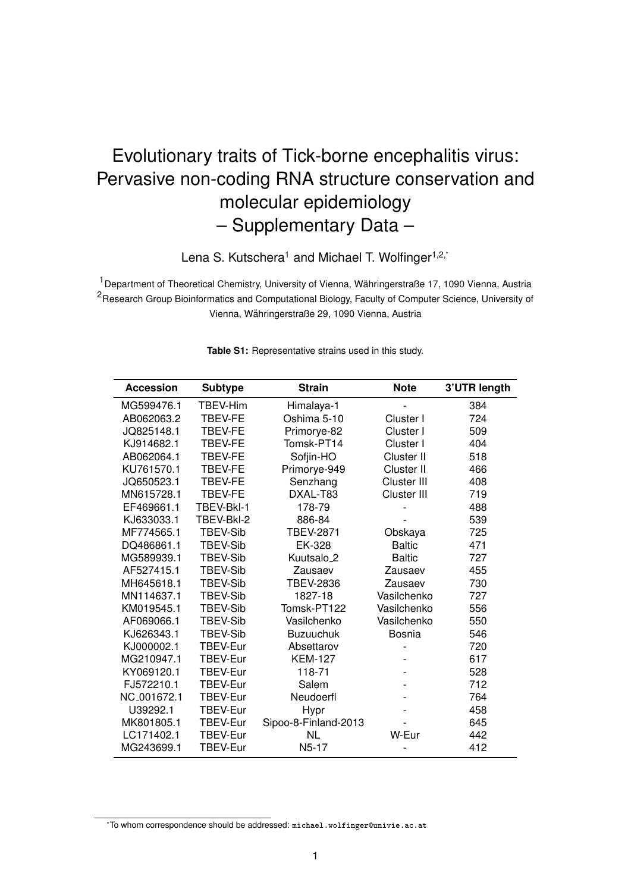# Evolutionary traits of Tick-borne encephalitis virus: Pervasive non-coding RNA structure conservation and molecular epidemiology
# – Supplementary Data –

Lena S. Kutschera[1] and Michael T. Wolfinger[1,2,*]

[1]Department of Theoretical Chemistry, University of Vienna, Währingerstraße 17, 1090 Vienna, Austria
[2]Research Group Bioinformatics and Computational Biology, Faculty of Computer Science, University of Vienna, Währingerstraße 29, 1090 Vienna, Austria

**Table S1:** Representative strains used in this study.

| Accession | Subtype | Strain | Note | 3'UTR length |
|---|---|---|---|---|
| MG599476.1 | TBEV-Him | Himalaya-1 | - | 384 |
| AB062063.2 | TBEV-FE | Oshima 5-10 | Cluster I | 724 |
| JQ825148.1 | TBEV-FE | Primorye-82 | Cluster I | 509 |
| KJ914682.1 | TBEV-FE | Tomsk-PT14 | Cluster I | 404 |
| AB062064.1 | TBEV-FE | Sofjin-HO | Cluster II | 518 |
| KU761570.1 | TBEV-FE | Primorye-949 | Cluster II | 466 |
| JQ650523.1 | TBEV-FE | Senzhang | Cluster III | 408 |
| MN615728.1 | TBEV-FE | DXAL-T83 | Cluster III | 719 |
| EF469661.1 | TBEV-Bkl-1 | 178-79 | - | 488 |
| KJ633033.1 | TBEV-Bkl-2 | 886-84 | - | 539 |
| MF774565.1 | TBEV-Sib | TBEV-2871 | Obskaya | 725 |
| DQ486861.1 | TBEV-Sib | EK-328 | Baltic | 471 |
| MG589939.1 | TBEV-Sib | Kuutsalo_2 | Baltic | 727 |
| AF527415.1 | TBEV-Sib | Zausaev | Zausaev | 455 |
| MH645618.1 | TBEV-Sib | TBEV-2836 | Zausaev | 730 |
| MN114637.1 | TBEV-Sib | 1827-18 | Vasilchenko | 727 |
| KM019545.1 | TBEV-Sib | Tomsk-PT122 | Vasilchenko | 556 |
| AF069066.1 | TBEV-Sib | Vasilchenko | Vasilchenko | 550 |
| KJ626343.1 | TBEV-Sib | Buzuuchuk | Bosnia | 546 |
| KJ000002.1 | TBEV-Eur | Absettarov | - | 720 |
| MG210947.1 | TBEV-Eur | KEM-127 | - | 617 |
| KY069120.1 | TBEV-Eur | 118-71 | - | 528 |
| FJ572210.1 | TBEV-Eur | Salem | - | 712 |
| NC_001672.1 | TBEV-Eur | Neudoerfl | - | 764 |
| U39292.1 | TBEV-Eur | Hypr | - | 458 |
| MK801805.1 | TBEV-Eur | Sipoo-8-Finland-2013 | - | 645 |
| LC171402.1 | TBEV-Eur | NL | W-Eur | 442 |
| MG243699.1 | TBEV-Eur | N5-17 | - | 412 |

*To whom correspondence should be addressed: michael.wolfinger@univie.ac.at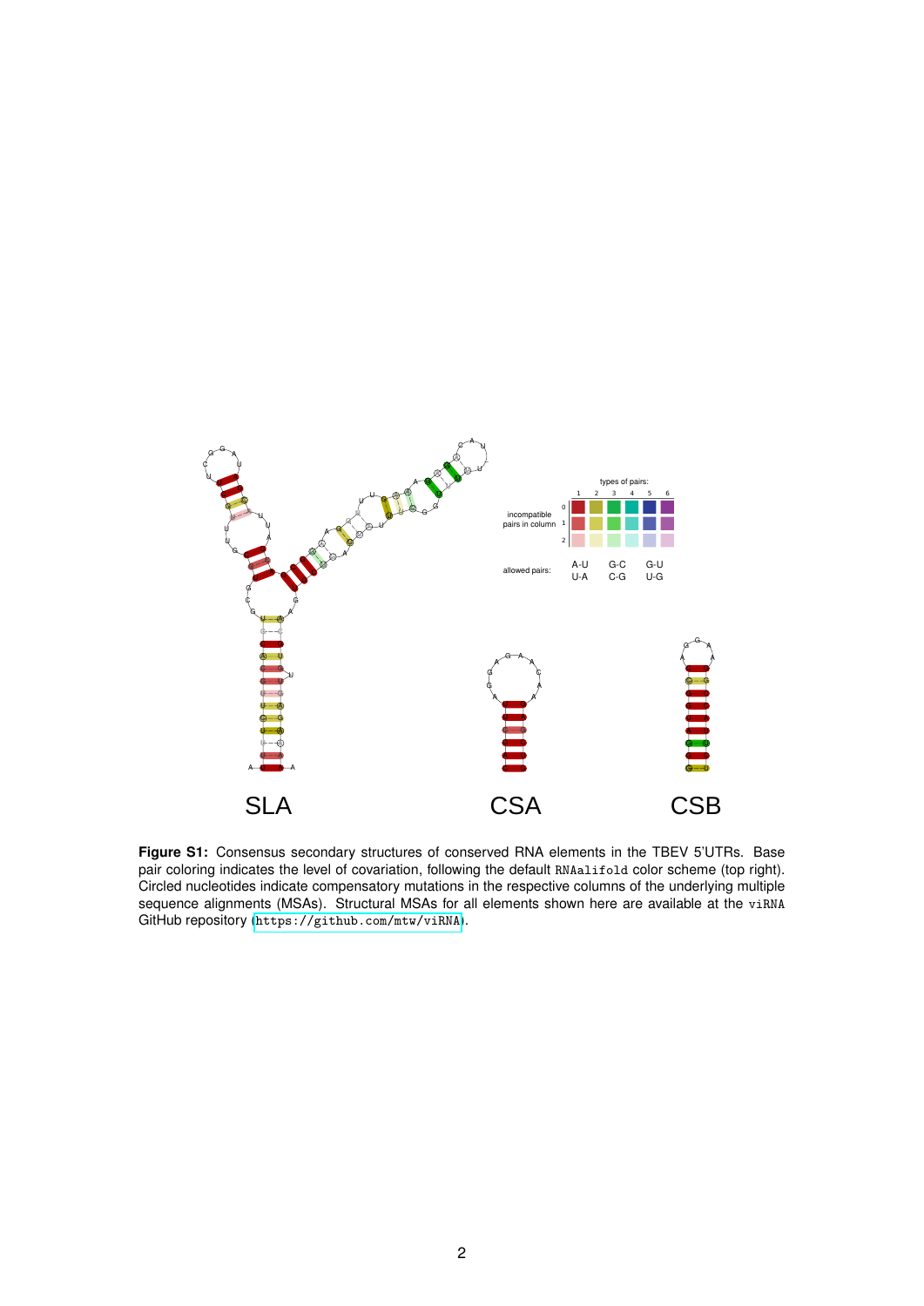**Figure S1:** Consensus secondary structures of conserved RNA elements in the TBEV 5'UTRs. Base pair coloring indicates the level of covariation, following the default `RNAalifold` color scheme (top right). Circled nucleotides indicate compensatory mutations in the respective columns of the underlying multiple sequence alignments (MSAs). Structural MSAs for all elements shown here are available at the `viRNA` GitHub repository (`https://github.com/mtw/viRNA`).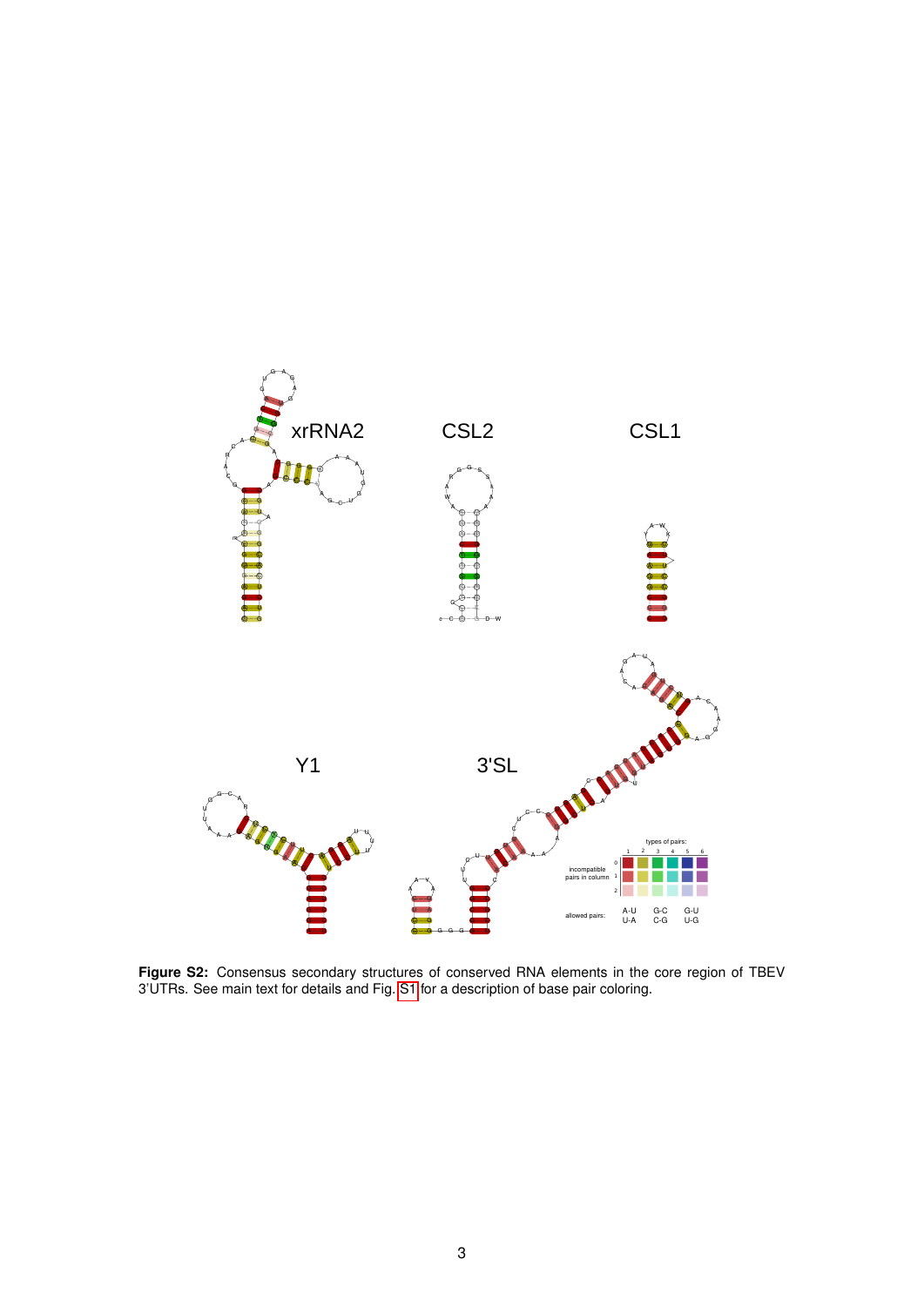**Figure S2:** Consensus secondary structures of conserved RNA elements in the core region of TBEV 3'UTRs. See main text for details and Fig. S1 for a description of base pair coloring.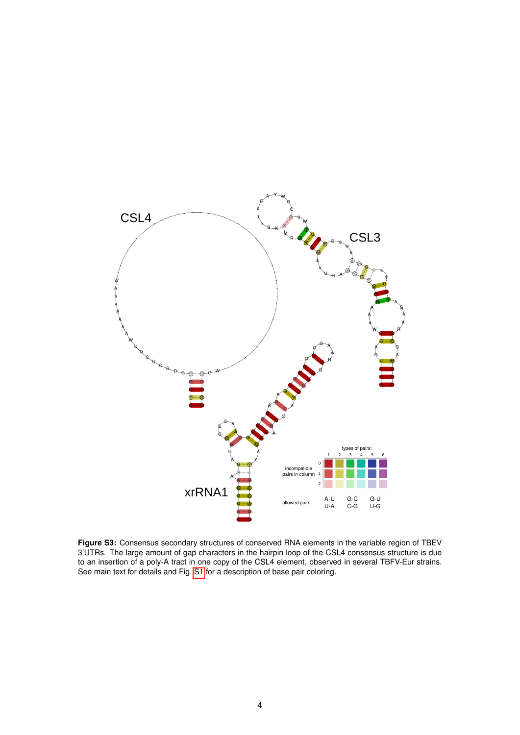CSL4

CSL3

xrRNA1

types of pairs:

1 2 3 4 5 6

incompatible pairs in column

0

1

2

allowed pairs:

A-U U-A

G-C C-G

G-U U-G

**Figure S3:** Consensus secondary structures of conserved RNA elements in the variable region of TBEV 3'UTRs. The large amount of gap characters in the hairpin loop of the CSL4 consensus structure is due to an insertion of a poly-A tract in one copy of the CSL4 element, observed in several TBFV-Eur strains. See main text for details and Fig. S1 for a description of base pair coloring.